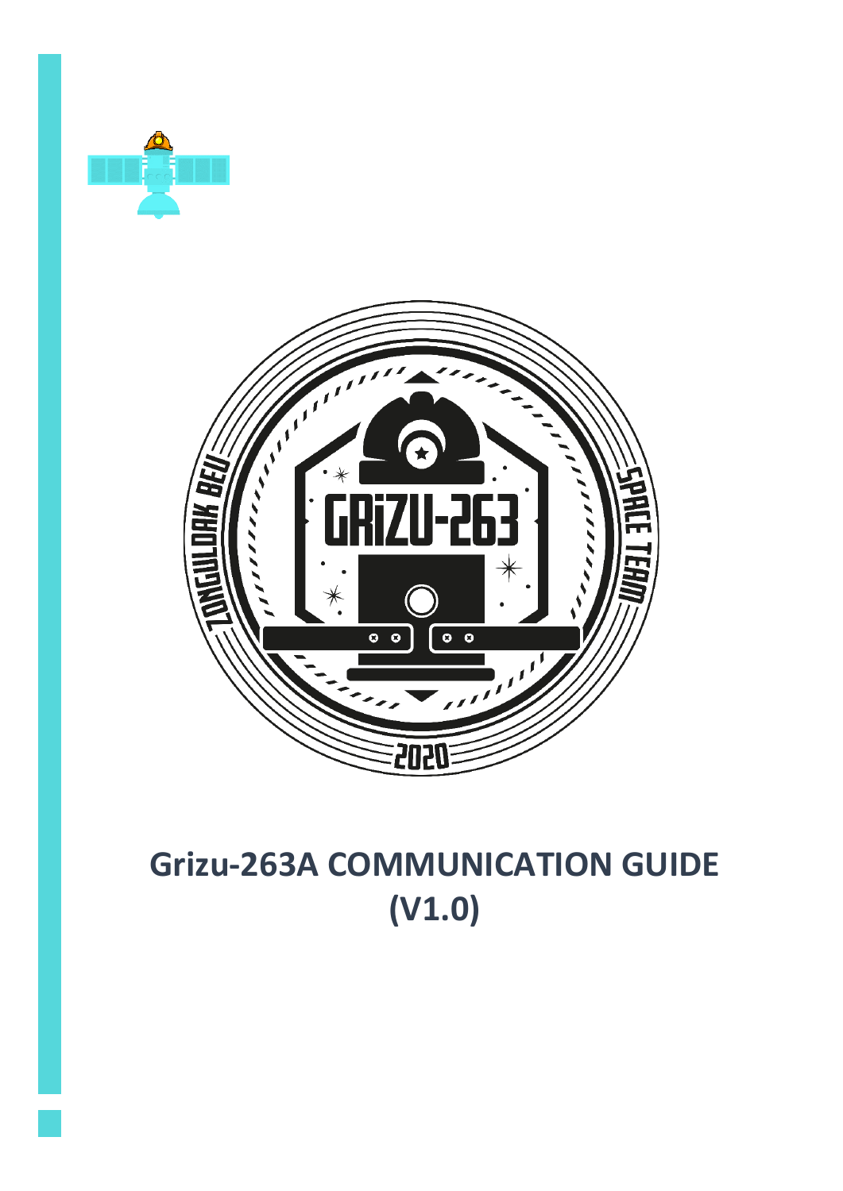# Grizu-263A COMMUNICATION GUIDE (V1.0)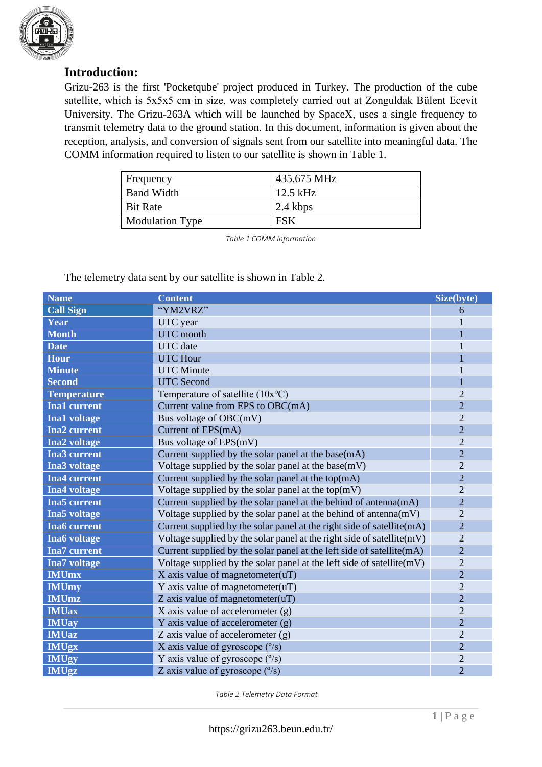## Introduction:

Grizu-263 is the first 'Pocketqube' project produced in Turkey. The production of the cube satellite, which is 5x5x5 cm in size, was completely carried out at Zonguldak Bülent Ecevit University. The Grizu-263A which will be launched by SpaceX, uses a single frequency to transmit telemetry data to the ground station. In this document, information is given about the reception, analysis, and conversion of signals sent from our satellite into meaningful data. The COMM information required to listen to our satellite is shown in Table 1.

| | |
|---|---|
| Frequency | 435.675 MHz |
| Band Width | 12.5 kHz |
| Bit Rate | 2.4 kbps |
| Modulation Type | FSK |

*Table 1 COMM Information*

The telemetry data sent by our satellite is shown in Table 2.

| Name | Content | Size(byte) |
|---|---|---|
| **Call Sign** | "YM2VRZ" | 6 |
| **Year** | UTC year | 1 |
| **Month** | UTC month | 1 |
| **Date** | UTC date | 1 |
| **Hour** | UTC Hour | 1 |
| **Minute** | UTC Minute | 1 |
| **Second** | UTC Second | 1 |
| **Temperature** | Temperature of satellite (10x°C) | 2 |
| **Ina1 current** | Current value from EPS to OBC(mA) | 2 |
| **Ina1 voltage** | Bus voltage of OBC(mV) | 2 |
| **Ina2 current** | Current of EPS(mA) | 2 |
| **Ina2 voltage** | Bus voltage of EPS(mV) | 2 |
| **Ina3 current** | Current supplied by the solar panel at the base(mA) | 2 |
| **Ina3 voltage** | Voltage supplied by the solar panel at the base(mV) | 2 |
| **Ina4 current** | Current supplied by the solar panel at the top(mA) | 2 |
| **Ina4 voltage** | Voltage supplied by the solar panel at the top(mV) | 2 |
| **Ina5 current** | Current supplied by the solar panel at the behind of antenna(mA) | 2 |
| **Ina5 voltage** | Voltage supplied by the solar panel at the behind of antenna(mV) | 2 |
| **Ina6 current** | Current supplied by the solar panel at the right side of satellite(mA) | 2 |
| **Ina6 voltage** | Voltage supplied by the solar panel at the right side of satellite(mV) | 2 |
| **Ina7 current** | Current supplied by the solar panel at the left side of satellite(mA) | 2 |
| **Ina7 voltage** | Voltage supplied by the solar panel at the left side of satellite(mV) | 2 |
| **IMUmx** | X axis value of magnetometer(uT) | 2 |
| **IMUmy** | Y axis value of magnetometer(uT) | 2 |
| **IMUmz** | Z axis value of magnetometer(uT) | 2 |
| **IMUax** | X axis value of accelerometer (g) | 2 |
| **IMUay** | Y axis value of accelerometer (g) | 2 |
| **IMUaz** | Z axis value of accelerometer (g) | 2 |
| **IMUgx** | X axis value of gyroscope (°/s) | 2 |
| **IMUgy** | Y axis value of gyroscope (°/s) | 2 |
| **IMUgz** | Z axis value of gyroscope (°/s) | 2 |

*Table 2 Telemetry Data Format*

https://grizu263.beun.edu.tr/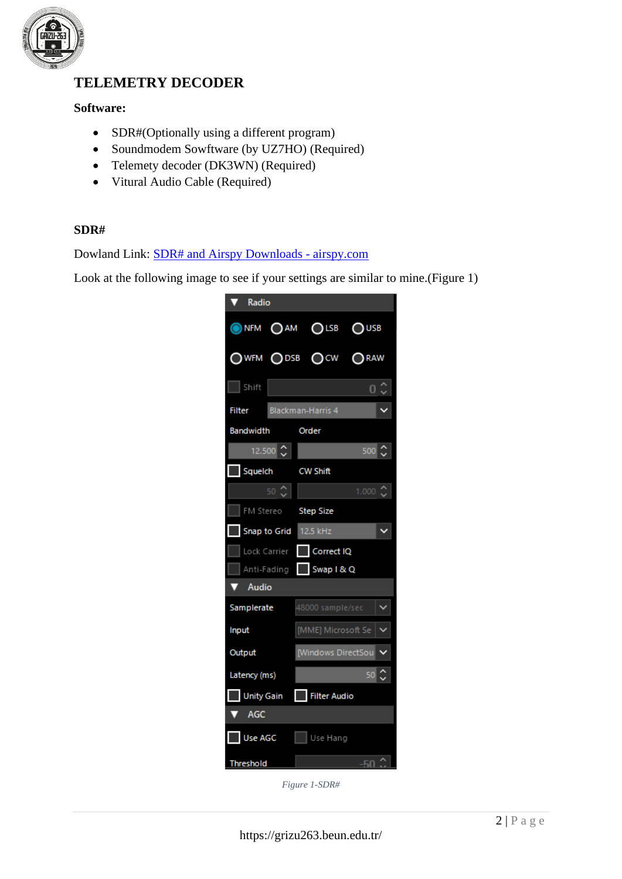# TELEMETRY DECODER

**Software:**

- SDR#(Optionally using a different program)
- Soundmodem Sowftware (by UZ7HO) (Required)
- Telemety decoder (DK3WN) (Required)
- Vitural Audio Cable (Required)

**SDR#**

Dowland Link: [SDR# and Airspy Downloads - airspy.com]

Look at the following image to see if your settings are similar to mine.(Figure 1)

*Figure 1-SDR#*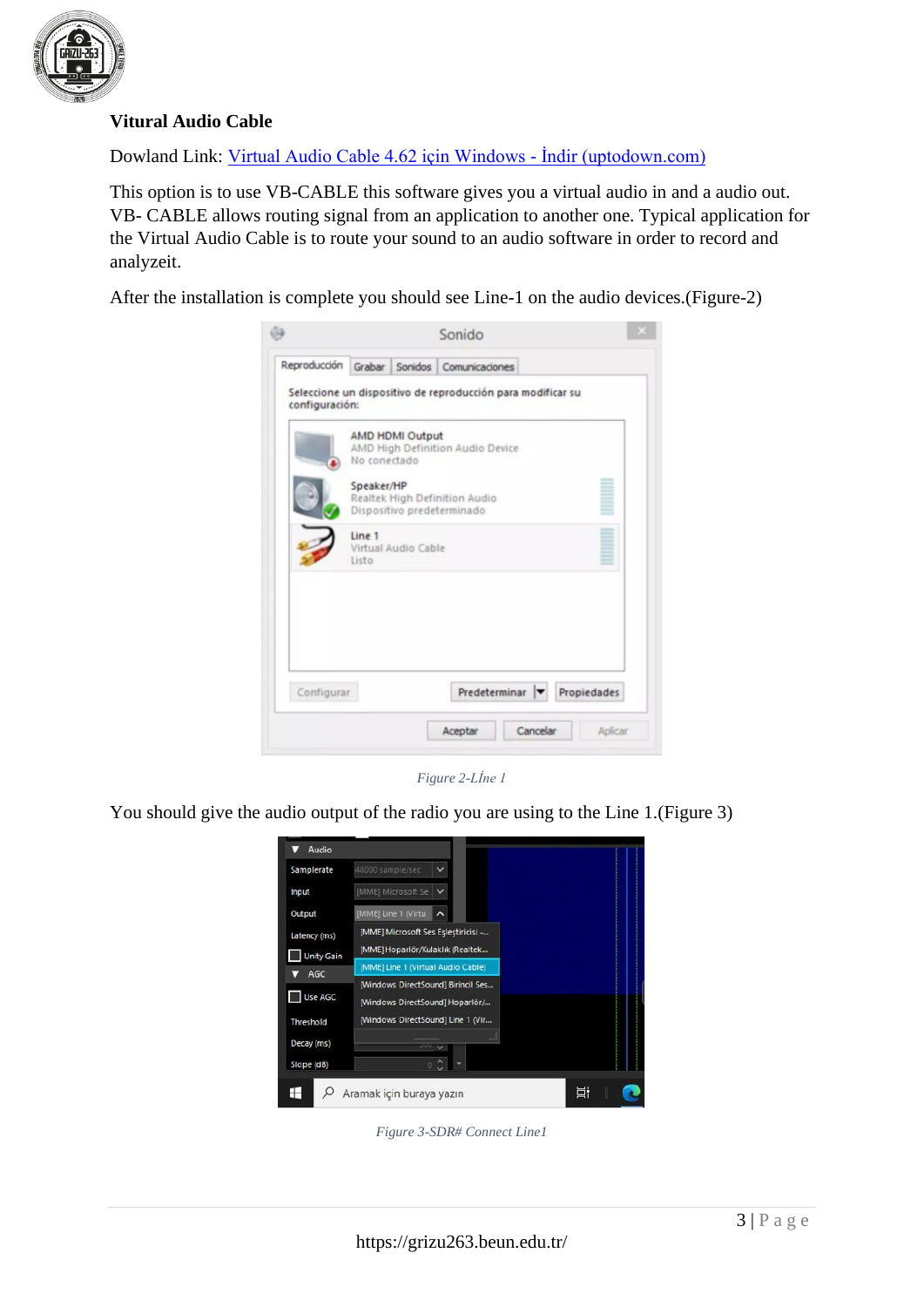**Vitural Audio Cable**

Dowland Link: [Virtual Audio Cable 4.62 için Windows - İndir (uptodown.com)](#)

This option is to use VB-CABLE this software gives you a virtual audio in and a audio out. VB- CABLE allows routing signal from an application to another one. Typical application for the Virtual Audio Cable is to route your sound to an audio software in order to record and analyzeit.

After the installation is complete you should see Line-1 on the audio devices.(Figure-2)

*Figure 2-Lİne 1*

You should give the audio output of the radio you are using to the Line 1.(Figure 3)

*Figure 3-SDR# Connect Line1*

https://grizu263.beun.edu.tr/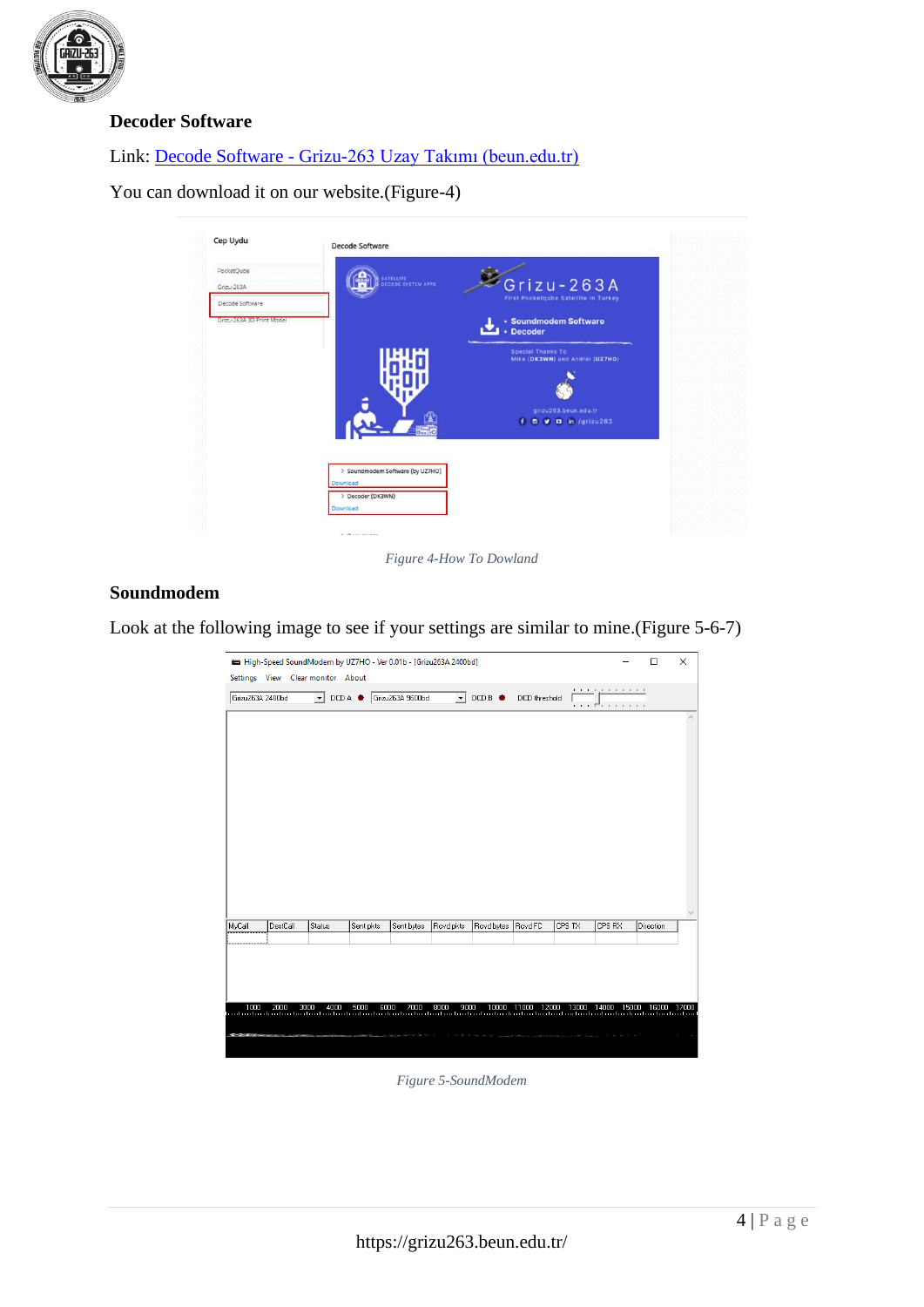### Decoder Software

Link: [Decode Software - Grizu-263 Uzay Takımı (beun.edu.tr)](https://grizu263.beun.edu.tr/)

You can download it on our website.(Figure-4)

*Figure 4-How To Dowland*

### Soundmodem

Look at the following image to see if your settings are similar to mine.(Figure 5-6-7)

*Figure 5-SoundModem*

https://grizu263.beun.edu.tr/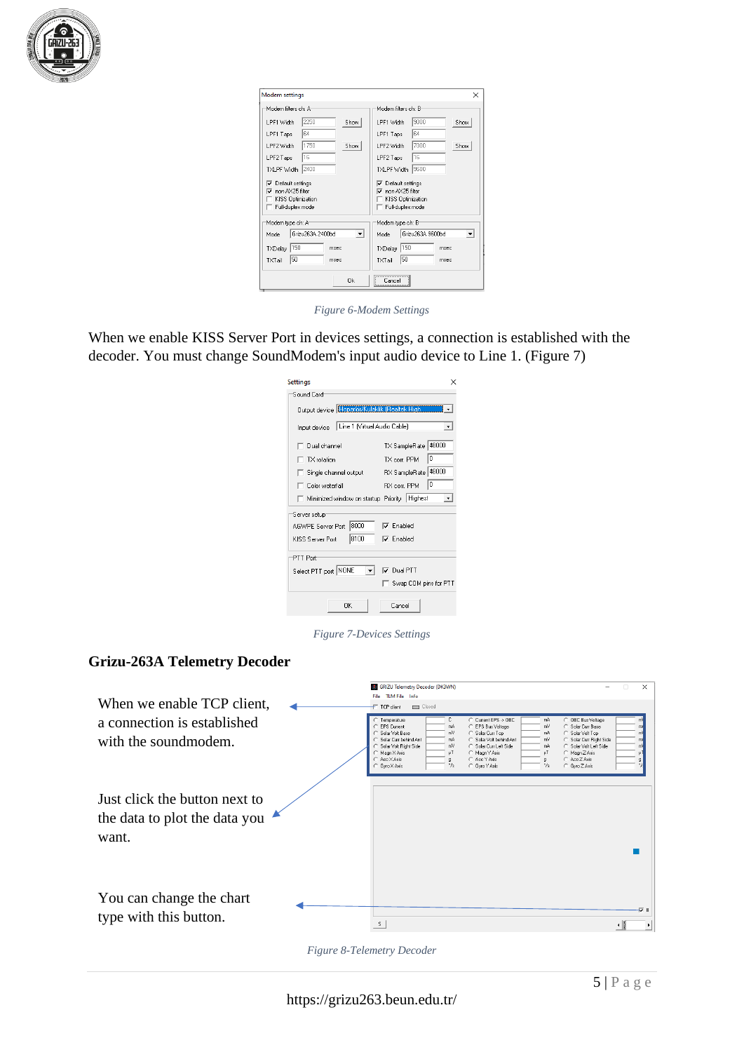Figure 6-Modem Settings

When we enable KISS Server Port in devices settings, a connection is established with the decoder. You must change SoundModem's input audio device to Line 1. (Figure 7)

Figure 7-Devices Settings

## Grizu-263A Telemetry Decoder

When we enable TCP client, a connection is established with the soundmodem.

Just click the button next to the data to plot the data you want.

You can change the chart type with this button.

Figure 8-Telemetry Decoder

https://grizu263.beun.edu.tr/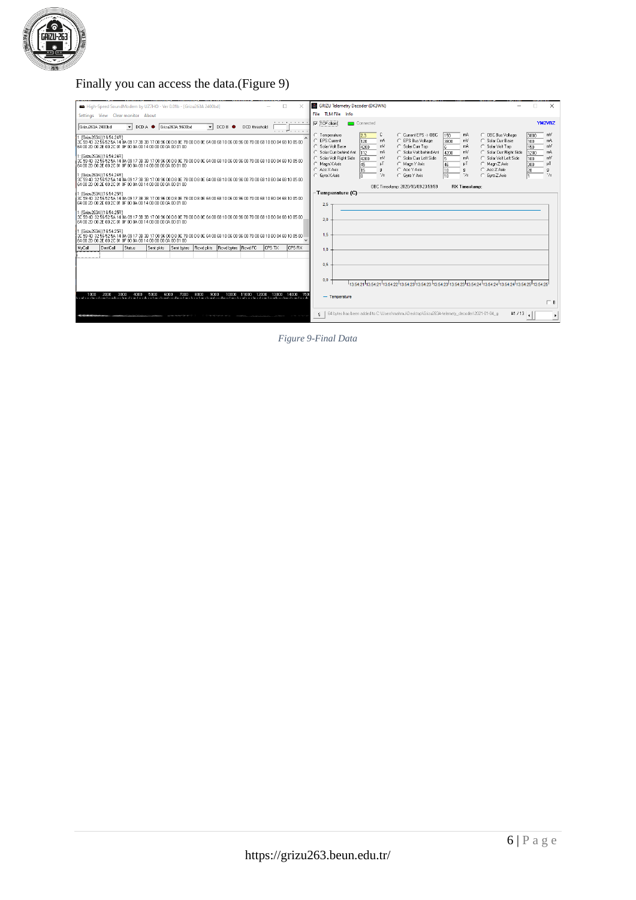Finally you can access the data.(Figure 9)

*Figure 9-Final Data*